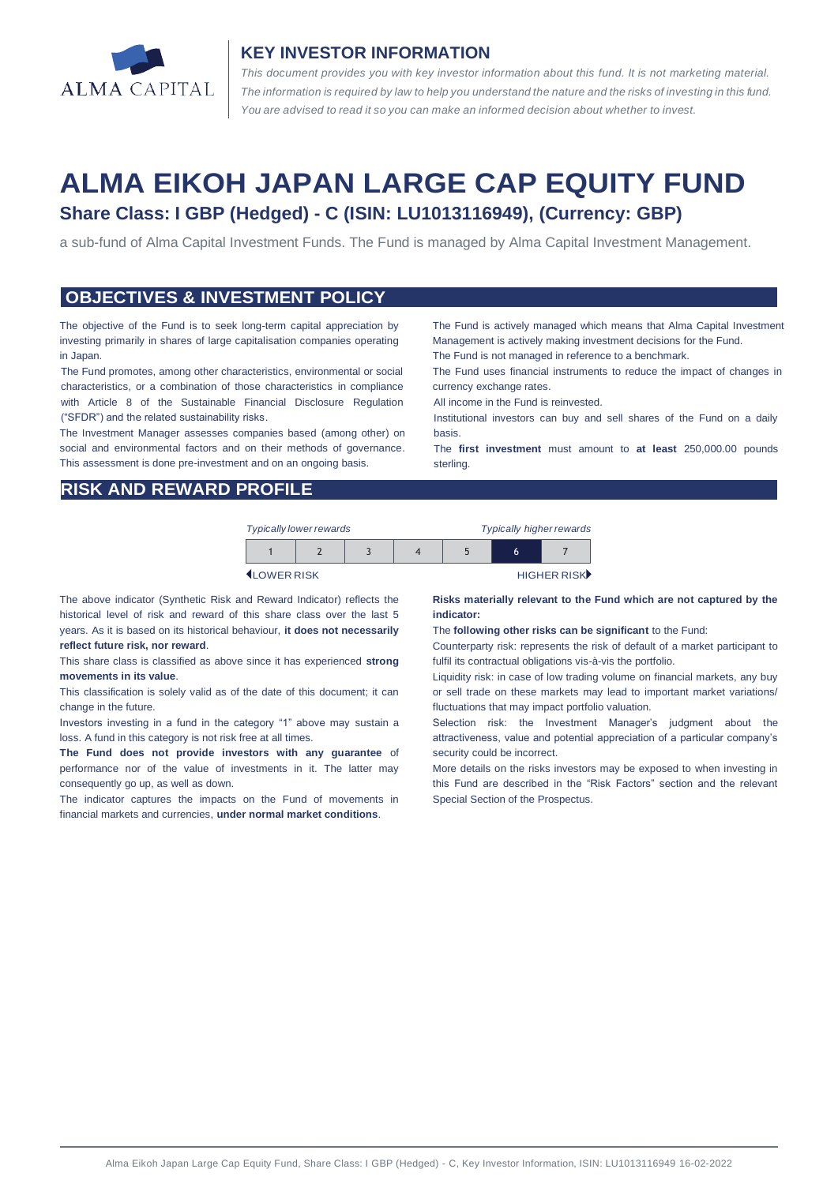ALMA CAPITAL

## KEY INVESTOR INFORMATION

*This document provides you with key investor information about this fund. It is not marketing material. The information is required by law to help you understand the nature and the risks of investing in this fund. You are advised to read it so you can make an informed decision about whether to invest.*

# ALMA EIKOH JAPAN LARGE CAP EQUITY FUND

## Share Class: I GBP (Hedged) - C (ISIN: LU1013116949), (Currency: GBP)

a sub-fund of Alma Capital Investment Funds. The Fund is managed by Alma Capital Investment Management.

## OBJECTIVES & INVESTMENT POLICY

The objective of the Fund is to seek long-term capital appreciation by investing primarily in shares of large capitalisation companies operating in Japan.

The Fund promotes, among other characteristics, environmental or social characteristics, or a combination of those characteristics in compliance with Article 8 of the Sustainable Financial Disclosure Regulation ("SFDR") and the related sustainability risks.

The Investment Manager assesses companies based (among other) on social and environmental factors and on their methods of governance. This assessment is done pre-investment and on an ongoing basis.

The Fund is actively managed which means that Alma Capital Investment Management is actively making investment decisions for the Fund.

The Fund is not managed in reference to a benchmark.

The Fund uses financial instruments to reduce the impact of changes in currency exchange rates.

All income in the Fund is reinvested.

Institutional investors can buy and sell shares of the Fund on a daily basis.

The **first investment** must amount to **at least** 250,000.00 pounds sterling.

## RISK AND REWARD PROFILE

| *Typically lower rewards* | | | | | | *Typically higher rewards* |
|---|---|---|---|---|---|---|
| 1 | 2 | 3 | 4 | 5 | **6** | 7 |
| LOWER RISK | | | | | | HIGHER RISK |

The above indicator (Synthetic Risk and Reward Indicator) reflects the historical level of risk and reward of this share class over the last 5 years. As it is based on its historical behaviour, **it does not necessarily reflect future risk, nor reward**.

This share class is classified as above since it has experienced **strong movements in its value**.

This classification is solely valid as of the date of this document; it can change in the future.

Investors investing in a fund in the category "1" above may sustain a loss. A fund in this category is not risk free at all times.

**The Fund does not provide investors with any guarantee** of performance nor of the value of investments in it. The latter may consequently go up, as well as down.

The indicator captures the impacts on the Fund of movements in financial markets and currencies, **under normal market conditions**.

**Risks materially relevant to the Fund which are not captured by the indicator:**

The **following other risks can be significant** to the Fund:

Counterparty risk: represents the risk of default of a market participant to fulfil its contractual obligations vis-à-vis the portfolio.

Liquidity risk: in case of low trading volume on financial markets, any buy or sell trade on these markets may lead to important market variations/ fluctuations that may impact portfolio valuation.

Selection risk: the Investment Manager's judgment about the attractiveness, value and potential appreciation of a particular company's security could be incorrect.

More details on the risks investors may be exposed to when investing in this Fund are described in the "Risk Factors" section and the relevant Special Section of the Prospectus.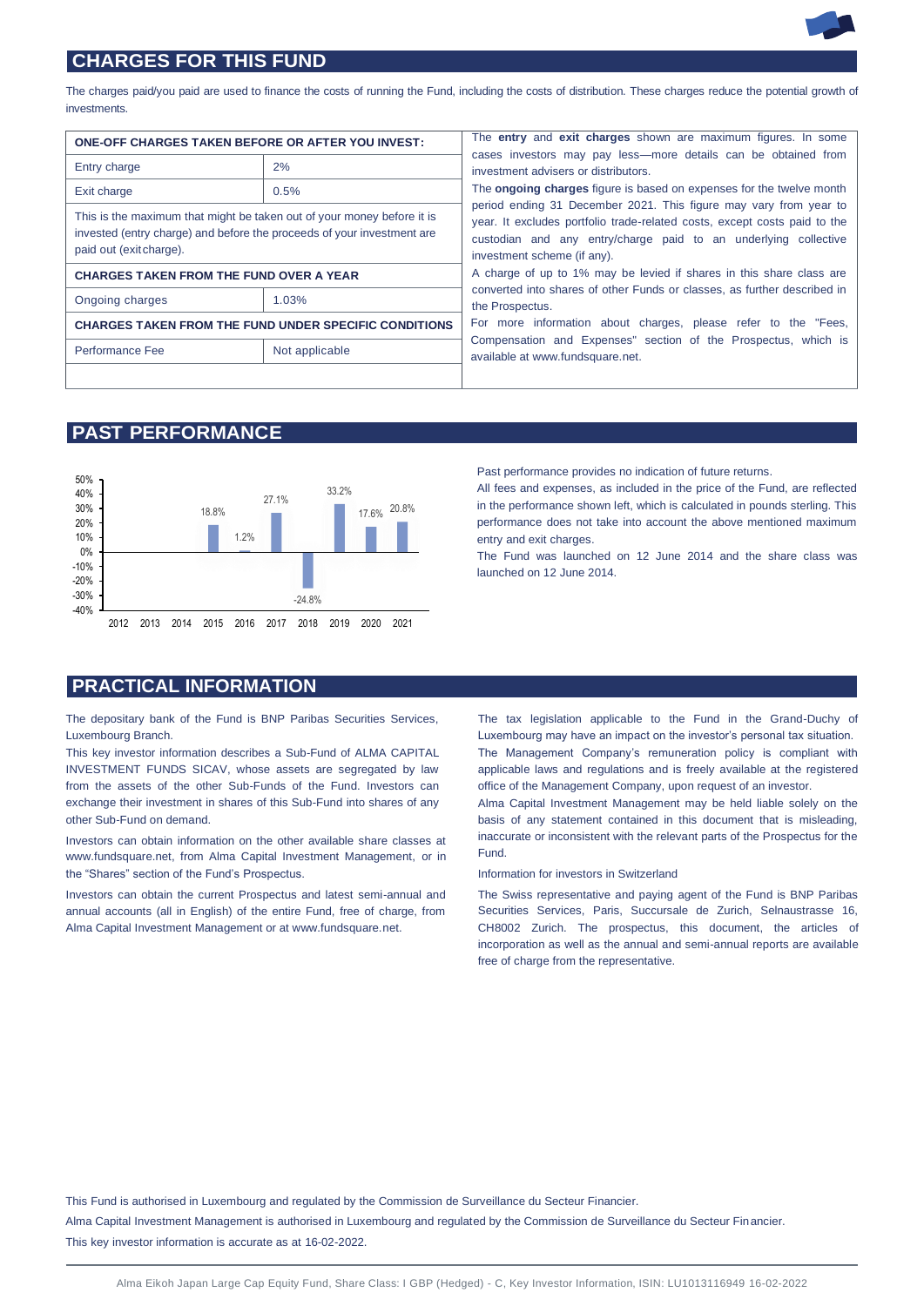## CHARGES FOR THIS FUND

The charges paid/you paid are used to finance the costs of running the Fund, including the costs of distribution. These charges reduce the potential growth of investments.

| ONE-OFF CHARGES TAKEN BEFORE OR AFTER YOU INVEST: | |
|---|---|
| Entry charge | 2% |
| Exit charge | 0.5% |
| This is the maximum that might be taken out of your money before it is invested (entry charge) and before the proceeds of your investment are paid out (exit charge). | |
| **CHARGES TAKEN FROM THE FUND OVER A YEAR** | |
| Ongoing charges | 1.03% |
| **CHARGES TAKEN FROM THE FUND UNDER SPECIFIC CONDITIONS** | |
| Performance Fee | Not applicable |

The **entry** and **exit charges** shown are maximum figures. In some cases investors may pay less—more details can be obtained from investment advisers or distributors.

The **ongoing charges** figure is based on expenses for the twelve month period ending 31 December 2021. This figure may vary from year to year. It excludes portfolio trade-related costs, except costs paid to the custodian and any entry/charge paid to an underlying collective investment scheme (if any).

A charge of up to 1% may be levied if shares in this share class are converted into shares of other Funds or classes, as further described in the Prospectus.

For more information about charges, please refer to the "Fees, Compensation and Expenses" section of the Prospectus, which is available at www.fundsquare.net.

## PAST PERFORMANCE

50%
40%
30%
20%
10%
0%
-10%
-20%
-30%
-40%

18.8%
1.2%
27.1%
-24.8%
33.2%
17.6%
20.8%

2012 2013 2014 2015 2016 2017 2018 2019 2020 2021

Past performance provides no indication of future returns.

All fees and expenses, as included in the price of the Fund, are reflected in the performance shown left, which is calculated in pounds sterling. This performance does not take into account the above mentioned maximum entry and exit charges.

The Fund was launched on 12 June 2014 and the share class was launched on 12 June 2014.

## PRACTICAL INFORMATION

The depositary bank of the Fund is BNP Paribas Securities Services, Luxembourg Branch.

This key investor information describes a Sub-Fund of ALMA CAPITAL INVESTMENT FUNDS SICAV, whose assets are segregated by law from the assets of the other Sub-Funds of the Fund. Investors can exchange their investment in shares of this Sub-Fund into shares of any other Sub-Fund on demand.

Investors can obtain information on the other available share classes at www.fundsquare.net, from Alma Capital Investment Management, or in the "Shares" section of the Fund's Prospectus.

Investors can obtain the current Prospectus and latest semi-annual and annual accounts (all in English) of the entire Fund, free of charge, from Alma Capital Investment Management or at www.fundsquare.net.

The tax legislation applicable to the Fund in the Grand-Duchy of Luxembourg may have an impact on the investor's personal tax situation.

The Management Company's remuneration policy is compliant with applicable laws and regulations and is freely available at the registered office of the Management Company, upon request of an investor.

Alma Capital Investment Management may be held liable solely on the basis of any statement contained in this document that is misleading, inaccurate or inconsistent with the relevant parts of the Prospectus for the Fund.

Information for investors in Switzerland

The Swiss representative and paying agent of the Fund is BNP Paribas Securities Services, Paris, Succursale de Zurich, Selnaustrasse 16, CH8002 Zurich. The prospectus, this document, the articles of incorporation as well as the annual and semi-annual reports are available free of charge from the representative.

This Fund is authorised in Luxembourg and regulated by the Commission de Surveillance du Secteur Financier.

Alma Capital Investment Management is authorised in Luxembourg and regulated by the Commission de Surveillance du Secteur Financier.

This key investor information is accurate as at 16-02-2022.